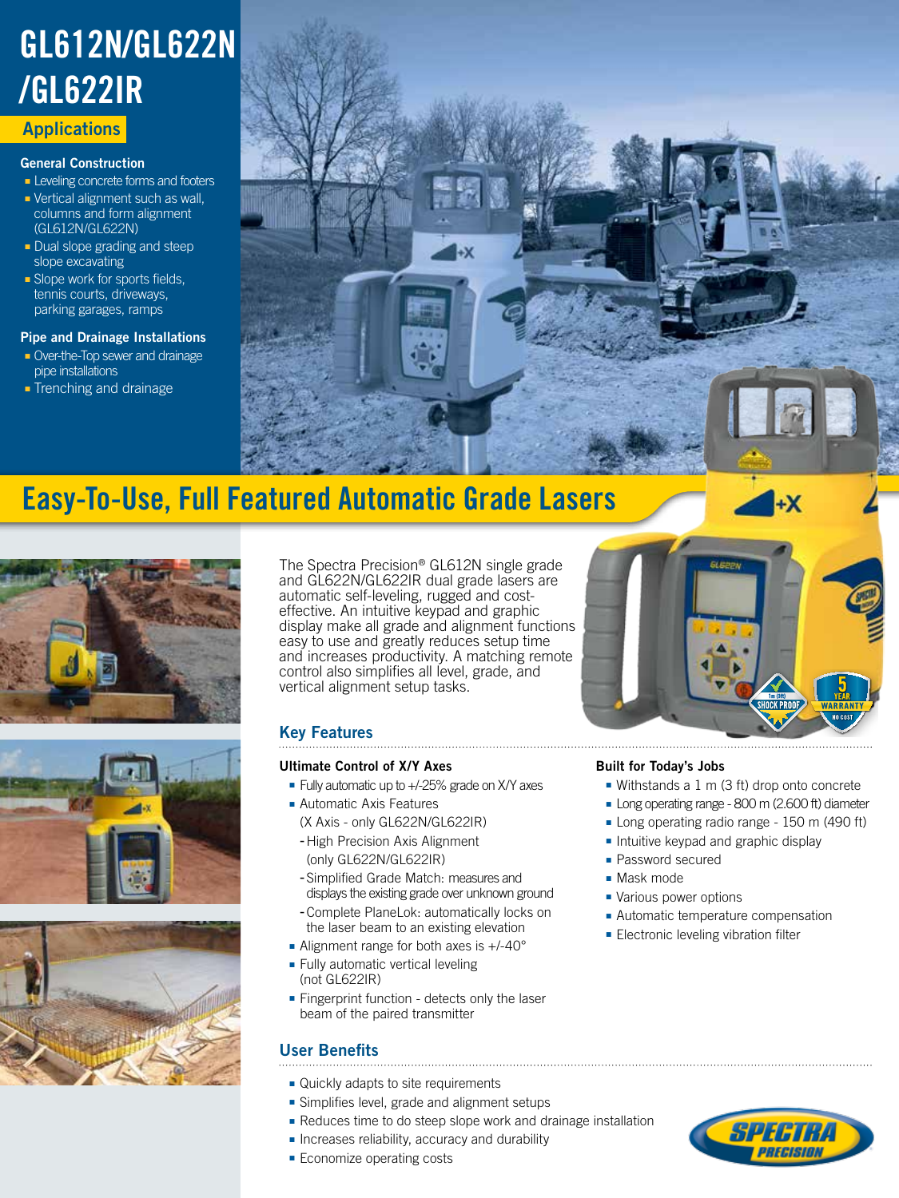# GL612N/GL622N/GL622IR

## Applications

### General Construction

- Leveling concrete forms and footers
- Vertical alignment such as wall, columns and form alignment (GL612N/GL622N)
- Dual slope grading and steep slope excavating
- Slope work for sports fields, tennis courts, driveways, parking garages, ramps

### Pipe and Drainage Installations

- Over-the-Top sewer and drainage pipe installations
- Trenching and drainage

## Easy-To-Use, Full Featured Automatic Grade Lasers

The Spectra Precision® GL612N single grade and GL622N/GL622IR dual grade lasers are automatic self-leveling, rugged and cost-effective. An intuitive keypad and graphic display make all grade and alignment functions easy to use and greatly reduces setup time and increases productivity. A matching remote control also simplifies all level, grade, and vertical alignment setup tasks.

## Key Features

### Ultimate Control of X/Y Axes

- Fully automatic up to +/-25% grade on X/Y axes
- Automatic Axis Features (X Axis - only GL622N/GL622IR)
  - High Precision Axis Alignment (only GL622N/GL622IR)
  - Simplified Grade Match: measures and displays the existing grade over unknown ground
  - Complete PlaneLok: automatically locks on the laser beam to an existing elevation
- Alignment range for both axes is +/-40°
- Fully automatic vertical leveling (not GL622IR)
- Fingerprint function - detects only the laser beam of the paired transmitter

### Built for Today's Jobs

- Withstands a 1 m (3 ft) drop onto concrete
- Long operating range - 800 m (2.600 ft) diameter
- Long operating radio range - 150 m (490 ft)
- Intuitive keypad and graphic display
- Password secured
- Mask mode
- Various power options
- Automatic temperature compensation
- Electronic leveling vibration filter

## User Benefits

- Quickly adapts to site requirements
- Simplifies level, grade and alignment setups
- Reduces time to do steep slope work and drainage installation
- Increases reliability, accuracy and durability
- Economize operating costs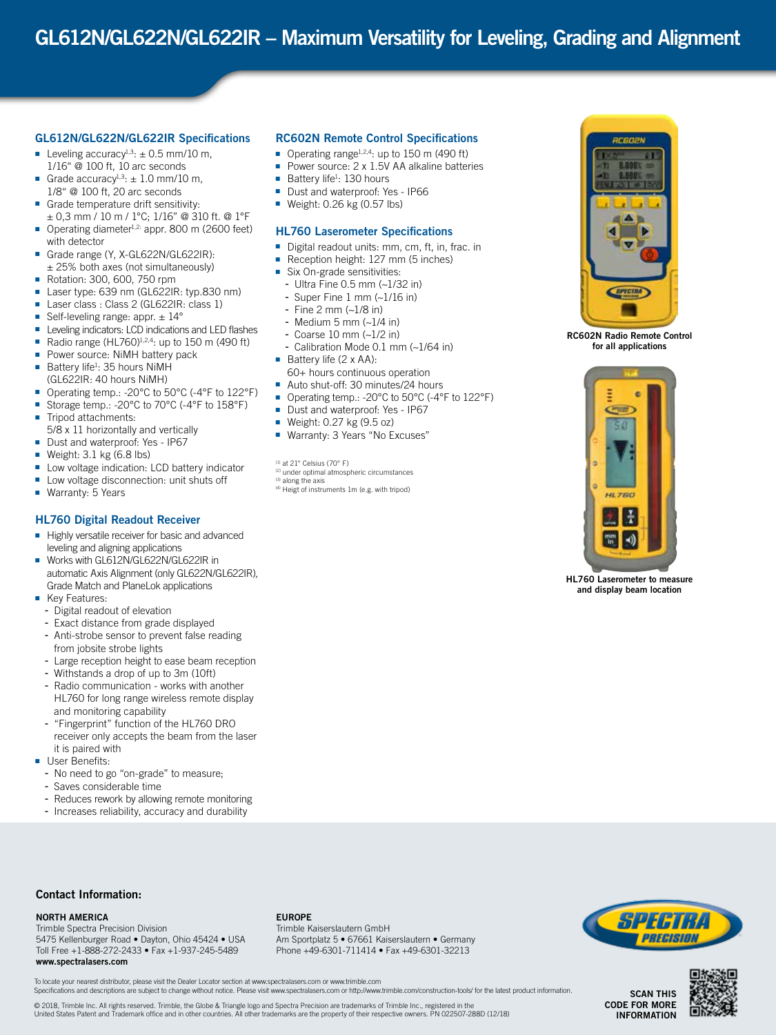# GL612N/GL622N/GL622IR – Maximum Versatility for Leveling, Grading and Alignment

## GL612N/GL622N/GL622IR Specifications

- Leveling accuracy[1,3]: ± 0.5 mm/10 m, 1/16" @ 100 ft, 10 arc seconds
- Grade accuracy[1,3]: ± 1.0 mm/10 m, 1/8" @ 100 ft, 20 arc seconds
- Grade temperature drift sensitivity: ± 0,3 mm / 10 m / 1°C; 1/16" @ 310 ft. @ 1°F
- Operating diameter[1,2]: appr. 800 m (2600 feet) with detector
- Grade range (Y, X-GL622N/GL622IR): ± 25% both axes (not simultaneously)
- Rotation: 300, 600, 750 rpm
- Laser type: 639 nm (GL622IR: typ.830 nm)
- Laser class : Class 2 (GL622IR: class 1)
- Self-leveling range: appr. ± 14°
- Leveling indicators: LCD indications and LED flashes
- Radio range (HL760)[1,2,4]: up to 150 m (490 ft)
- Power source: NiMH battery pack
- Battery life[1]: 35 hours NiMH (GL622IR: 40 hours NiMH)
- Operating temp.: -20°C to 50°C (-4°F to 122°F)
- Storage temp.: -20°C to 70°C (-4°F to 158°F)
- Tripod attachments: 5/8 x 11 horizontally and vertically
- Dust and waterproof: Yes - IP67
- Weight: 3.1 kg (6.8 lbs)
- Low voltage indication: LCD battery indicator
- Low voltage disconnection: unit shuts off
- Warranty: 5 Years

## HL760 Digital Readout Receiver

- Highly versatile receiver for basic and advanced leveling and aligning applications
- Works with GL612N/GL622N/GL622IR in automatic Axis Alignment (only GL622N/GL622IR), Grade Match and PlaneLok applications
- Key Features:
  - Digital readout of elevation
  - Exact distance from grade displayed
  - Anti-strobe sensor to prevent false reading from jobsite strobe lights
  - Large reception height to ease beam reception
  - Withstands a drop of up to 3m (10ft)
  - Radio communication - works with another HL760 for long range wireless remote display and monitoring capability
  - "Fingerprint" function of the HL760 DRO receiver only accepts the beam from the laser it is paired with
- User Benefits:
  - No need to go "on-grade" to measure;
  - Saves considerable time
  - Reduces rework by allowing remote monitoring
  - Increases reliability, accuracy and durability

## RC602N Remote Control Specifications

- Operating range[1,2,4]: up to 150 m (490 ft)
- Power source: 2 x 1.5V AA alkaline batteries
- Battery life[1]: 130 hours
- Dust and waterproof: Yes - IP66
- Weight: 0.26 kg (0.57 lbs)

## HL760 Laserometer Specifications

- Digital readout units: mm, cm, ft, in, frac. in
- Reception height: 127 mm (5 inches)
- Six On-grade sensitivities:
  - Ultra Fine 0.5 mm (~1/32 in)
  - Super Fine 1 mm (~1/16 in)
  - Fine 2 mm (~1/8 in)
  - Medium 5 mm (~1/4 in)
  - Coarse 10 mm (~1/2 in)
  - Calibration Mode 0.1 mm (~1/64 in)
- Battery life (2 x AA): 60+ hours continuous operation
- Auto shut-off: 30 minutes/24 hours
- Operating temp.: -20°C to 50°C (-4°F to 122°F)
- Dust and waterproof: Yes - IP67
- Weight: 0.27 kg (9.5 oz)
- Warranty: 3 Years "No Excuses"

[1] at 21° Celsius (70° F)
[2] under optimal atmospheric circumstances
[3] along the axis
[4] Heigt of instruments 1m (e.g. with tripod)

**RC602N Radio Remote Control for all applications**

**HL760 Laserometer to measure and display beam location**

## Contact Information:

**NORTH AMERICA**
Trimble Spectra Precision Division
5475 Kellenburger Road • Dayton, Ohio 45424 • USA
Toll Free +1-888-272-2433 • Fax +1-937-245-5489
**www.spectralasers.com**

**EUROPE**
Trimble Kaiserslautern GmbH
Am Sportplatz 5 • 67661 Kaiserslautern • Germany
Phone +49-6301-711414 • Fax +49-6301-32213

To locate your nearest distributor, please visit the Dealer Locator section at www.spectralasers.com or www.trimble.com
Specifications and descriptions are subject to change without notice. Please visit www.spectralasers.com or http://www.trimble.com/construction-tools/ for the latest product information.

© 2018, Trimble Inc. All rights reserved. Trimble, the Globe & Triangle logo and Spectra Precision are trademarks of Trimble Inc., registered in the United States Patent and Trademark office and in other countries. All other trademarks are the property of their respective owners. PN 022507-288D (12/18)

**SCAN THIS CODE FOR MORE INFORMATION**